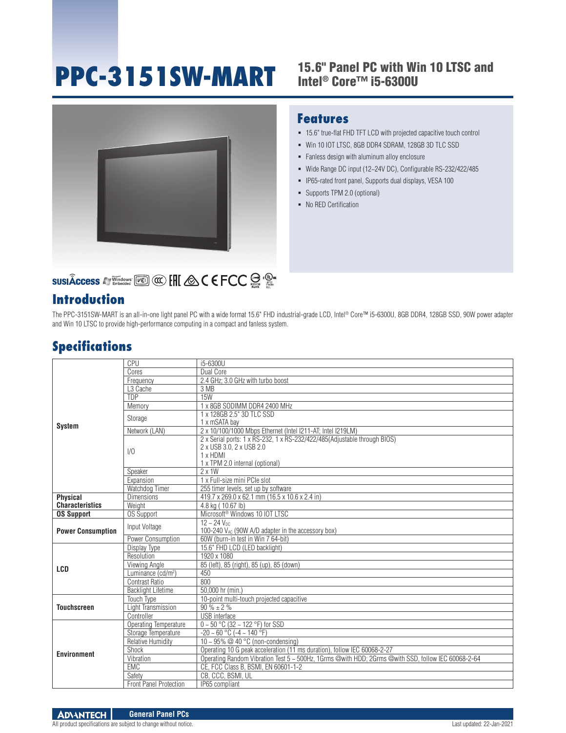# PPC-3151SW-MART

## 15.6" Panel PC with Win 10 LTSC and Intel® Core™ i5-6300U

## Features

- 15.6" true-flat FHD TFT LCD with projected capacitive touch control
- Win 10 IOT LTSC, 8GB DDR4 SDRAM, 128GB 3D TLC SSD
- Fanless design with aluminum alloy enclosure
- Wide Range DC input (12~24V DC), Configurable RS-232/422/485
- IP65-rated front panel, Supports dual displays, VESA 100
- Supports TPM 2.0 (optional)
- No RED Certification

## Introduction

The PPC-3151SW-MART is an all-in-one light panel PC with a wide format 15.6" FHD industrial-grade LCD, Intel® Core™ i5-6300U, 8GB DDR4, 128GB SSD, 90W power adapter and Win 10 LTSC to provide high-performance computing in a compact and fanless system.

## Specifications

| | | |
|---|---|---|
| **System** | CPU | i5-6300U |
| | Cores | Dual Core |
| | Frequency | 2.4 GHz; 3.0 GHz with turbo boost |
| | L3 Cache | 3 MB |
| | TDP | 15W |
| | Memory | 1 x 8GB SODIMM DDR4 2400 MHz |
| | Storage | 1 x 128GB 2.5" 3D TLC SSD<br>1 x mSATA bay |
| | Network (LAN) | 2 x 10/100/1000 Mbps Ethernet (Intel I211-AT; Intel I219LM) |
| | I/O | 2 x Serial ports: 1 x RS-232, 1 x RS-232/422/485(Adjustable through BIOS)<br>2 x USB 3.0, 2 x USB 2.0<br>1 x HDMI<br>1 x TPM 2.0 internal (optional) |
| | Speaker | 2 x 1W |
| | Expansion | 1 x Full-size mini PCIe slot |
| | Watchdog Timer | 255 timer levels, set up by software |
| **Physical Characteristics** | Dimensions | 419.7 x 269.0 x 62.1 mm (16.5 x 10.6 x 2.4 in) |
| | Weight | 4.8 kg ( 10.67 lb) |
| **OS Support** | OS Support | Microsoft® Windows 10 IOT LTSC |
| **Power Consumption** | Input Voltage | 12 ~ 24 $V_{DC}$<br>100-240 $V_{AC}$ (90W A/D adapter in the accessory box) |
| | Power Consumption | 60W (burn-in test in Win 7 64-bit) |
| **LCD** | Display Type | 15.6" FHD LCD (LED backlight) |
| | Resolution | 1920 x 1080 |
| | Viewing Angle | 85 (left), 85 (right), 85 (up), 85 (down) |
| | Luminance (cd/m²) | 450 |
| | Contrast Ratio | 800 |
| | Backlight Lifetime | 50,000 hr (min.) |
| **Touchscreen** | Touch Type | 10-point multi-touch projected capacitive |
| | Light Transmission | 90 % ± 2 % |
| | Controller | USB interface |
| **Environment** | Operating Temperature | 0 ~ 50 °C (32 ~ 122 °F) for SSD |
| | Storage Temperature | -20 ~ 60 °C (-4 ~ 140 °F) |
| | Relative Humidity | 10 ~ 95% @ 40 °C (non-condensing) |
| | Shock | Operating 10 G peak acceleration (11 ms duration), follow IEC 60068-2-27 |
| | Vibration | Operating Random Vibration Test 5 ~ 500Hz, 1Grms @with HDD; 2Grms @with SSD, follow IEC 60068-2-64 |
| | EMC | CE, FCC Class B, BSMI, EN 60601-1-2 |
| | Safety | CB, CCC, BSMI, UL |
| | Front Panel Protection | IP65 compliant |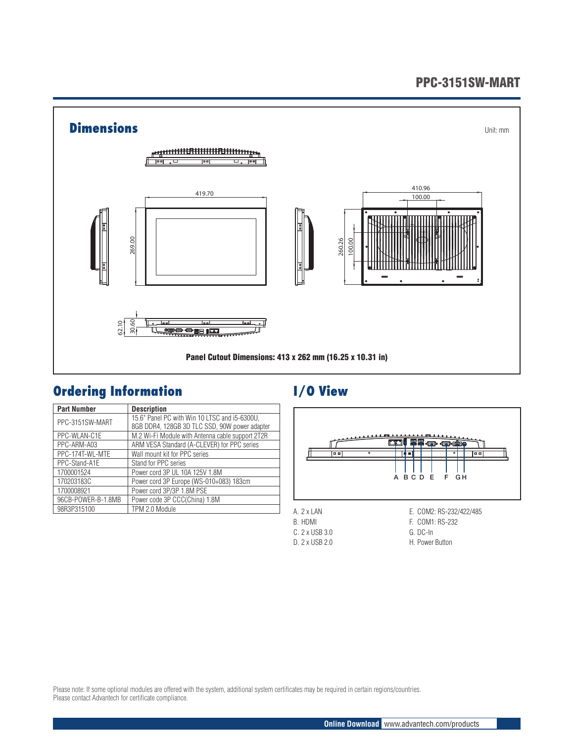# PPC-3151SW-MART

## Dimensions

Unit: mm

419.70

269.00

410.96

100.00

260.26

100.00

62.10

30.60

**Panel Cutout Dimensions: 413 x 262 mm (16.25 x 10.31 in)**

## Ordering Information

| Part Number | Description |
|---|---|
| PPC-3151SW-MART | 15.6" Panel PC with Win 10 LTSC and i5-6300U, 8GB DDR4, 128GB 3D TLC SSD, 90W power adapter |
| PPC-WLAN-C1E | M.2 Wi-Fi Module with Antenna cable support 2T2R |
| PPC-ARM-A03 | ARM VESA Standard (A-CLEVER) for PPC series |
| PPC-174T-WL-MTE | Wall mount kit for PPC series |
| PPC-Stand-A1E | Stand for PPC series |
| 1700001524 | Power cord 3P UL 10A 125V 1.8M |
| 170203183C | Power cord 3P Europe (WS-010+083) 183cm |
| 1700008921 | Power cord 3P/3P 1.8M PSE |
| 96CB-POWER-B-1.8MB | Power code 3P CCC(China) 1.8M |
| 98R3P315100 | TPM 2.0 Module |

## I/O View

A B C D E F G H

A. 2 x LAN
B. HDMI
C. 2 x USB 3.0
D. 2 x USB 2.0
E. COM2: RS-232/422/485
F. COM1: RS-232
G. DC-In
H. Power Button

Please note: If some optional modules are offered with the system, additional system certificates may be required in certain regions/countries.
Please contact Advantech for certificate compliance.

**Online Download** www.advantech.com/products